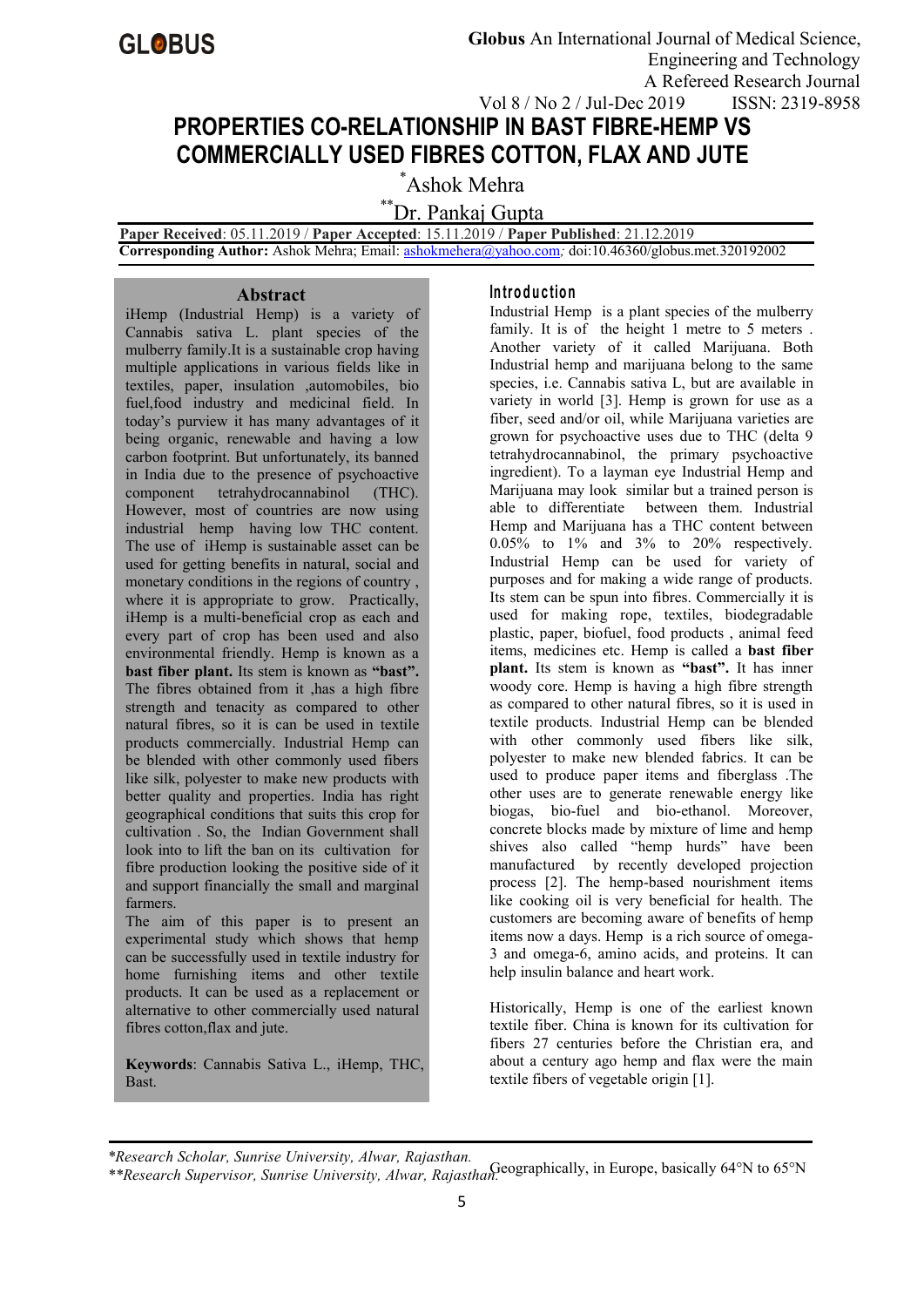# PROPERTIES CO-RELATIONSHIP IN BAST FIBRE-HEMP VS COMMERCIALLY USED FIBRES COTTON, FLAX AND JUTE

*Ashok Mehra

**Dr. Pankaj Gupta

**Paper Received**: 05.11.2019 / **Paper Accepted**: 15.11.2019 / **Paper Published**: 21.12.2019

**Corresponding Author:** Ashok Mehra; Email: ashokmehera@yahoo.com*;* doi:10.46360/globus.met.320192002

## Abstract

iHemp (Industrial Hemp) is a variety of Cannabis sativa L. plant species of the mulberry family.It is a sustainable crop having multiple applications in various fields like in textiles, paper, insulation ,automobiles, bio fuel,food industry and medicinal field. In today's purview it has many advantages of it being organic, renewable and having a low carbon footprint. But unfortunately, its banned in India due to the presence of psychoactive component tetrahydrocannabinol (THC). However, most of countries are now using industrial hemp having low THC content. The use of iHemp is sustainable asset can be used for getting benefits in natural, social and monetary conditions in the regions of country , where it is appropriate to grow. Practically, iHemp is a multi-beneficial crop as each and every part of crop has been used and also environmental friendly. Hemp is known as a **bast fiber plant.** Its stem is known as **"bast".** The fibres obtained from it ,has a high fibre strength and tenacity as compared to other natural fibres, so it is can be used in textile products commercially. Industrial Hemp can be blended with other commonly used fibers like silk, polyester to make new products with better quality and properties. India has right geographical conditions that suits this crop for cultivation . So, the Indian Government shall look into to lift the ban on its cultivation for fibre production looking the positive side of it and support financially the small and marginal farmers.

The aim of this paper is to present an experimental study which shows that hemp can be successfully used in textile industry for home furnishing items and other textile products. It can be used as a replacement or alternative to other commercially used natural fibres cotton,flax and jute.

**Keywords**: Cannabis Sativa L., iHemp, THC, Bast.

## Introduction

Industrial Hemp is a plant species of the mulberry family. It is of the height 1 metre to 5 meters . Another variety of it called Marijuana. Both Industrial hemp and marijuana belong to the same species, i.e. Cannabis sativa L, but are available in variety in world [3]. Hemp is grown for use as a fiber, seed and/or oil, while Marijuana varieties are grown for psychoactive uses due to THC (delta 9 tetrahydrocannabinol, the primary psychoactive ingredient). To a layman eye Industrial Hemp and Marijuana may look similar but a trained person is able to differentiate between them. Industrial Hemp and Marijuana has a THC content between 0.05% to 1% and 3% to 20% respectively. Industrial Hemp can be used for variety of purposes and for making a wide range of products. Its stem can be spun into fibres. Commercially it is used for making rope, textiles, biodegradable plastic, paper, biofuel, food products , animal feed items, medicines etc. Hemp is called a **bast fiber plant.** Its stem is known as **"bast".** It has inner woody core. Hemp is having a high fibre strength as compared to other natural fibres, so it is used in textile products. Industrial Hemp can be blended with other commonly used fibers like silk, polyester to make new blended fabrics. It can be used to produce paper items and fiberglass .The other uses are to generate renewable energy like biogas, bio-fuel and bio-ethanol. Moreover, concrete blocks made by mixture of lime and hemp shives also called "hemp hurds" have been manufactured by recently developed projection process [2]. The hemp-based nourishment items like cooking oil is very beneficial for health. The customers are becoming aware of benefits of hemp items now a days. Hemp is a rich source of omega-3 and omega-6, amino acids, and proteins. It can help insulin balance and heart work.

Historically, Hemp is one of the earliest known textile fiber. China is known for its cultivation for fibers 27 centuries before the Christian era, and about a century ago hemp and flax were the main textile fibers of vegetable origin [1].

Geographically, in Europe, basically 64°N to 65°N

*\*Research Scholar, Sunrise University, Alwar, Rajasthan.*

*\*\*Research Supervisor, Sunrise University, Alwar, Rajasthan.*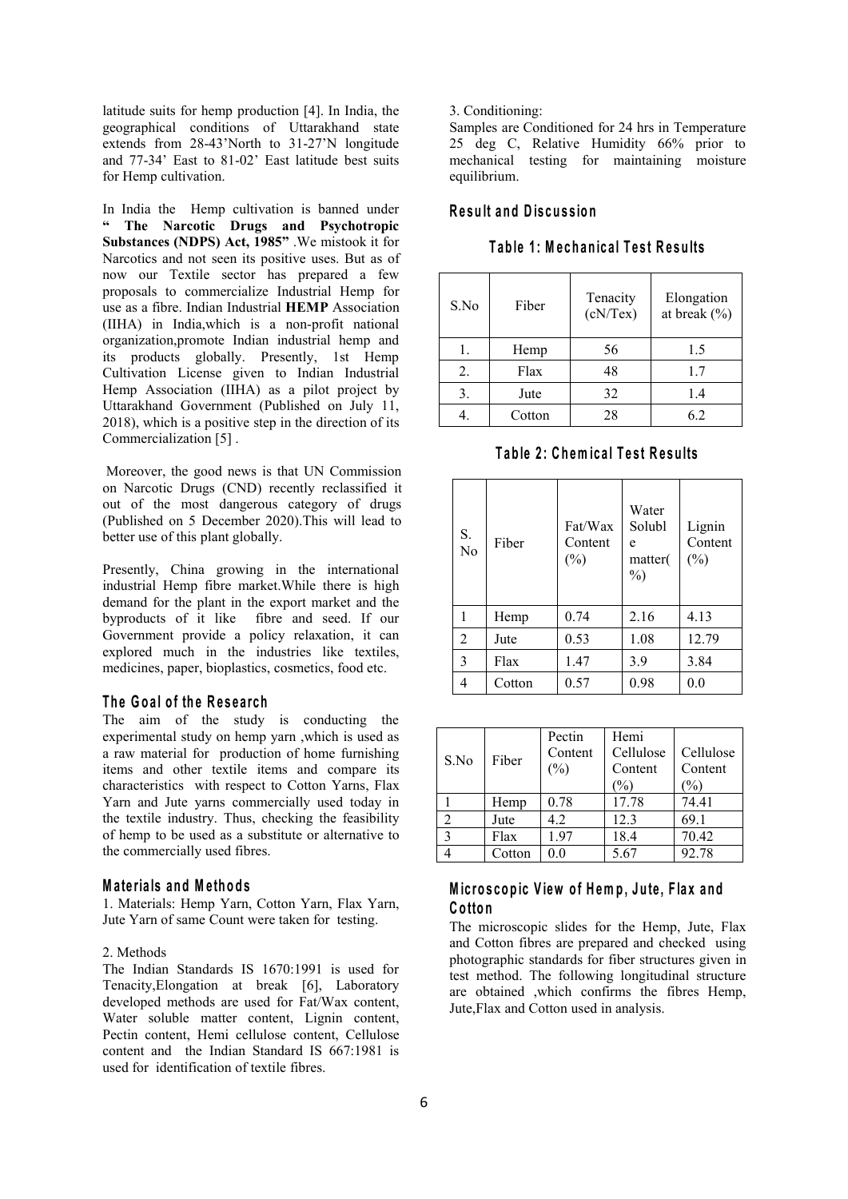latitude suits for hemp production [4]. In India, the geographical conditions of Uttarakhand state extends from 28-43'North to 31-27'N longitude and 77-34' East to 81-02' East latitude best suits for Hemp cultivation.

In India the Hemp cultivation is banned under **" The Narcotic Drugs and Psychotropic Substances (NDPS) Act, 1985"** .We mistook it for Narcotics and not seen its positive uses. But as of now our Textile sector has prepared a few proposals to commercialize Industrial Hemp for use as a fibre. Indian Industrial **HEMP** Association (IIHA) in India,which is a non-profit national organization,promote Indian industrial hemp and its products globally. Presently, 1st Hemp Cultivation License given to Indian Industrial Hemp Association (IIHA) as a pilot project by Uttarakhand Government (Published on July 11, 2018), which is a positive step in the direction of its Commercialization [5] .

Moreover, the good news is that UN Commission on Narcotic Drugs (CND) recently reclassified it out of the most dangerous category of drugs (Published on 5 December 2020).This will lead to better use of this plant globally.

Presently, China growing in the international industrial Hemp fibre market.While there is high demand for the plant in the export market and the byproducts of it like fibre and seed. If our Government provide a policy relaxation, it can explored much in the industries like textiles, medicines, paper, bioplastics, cosmetics, food etc.

## The Goal of the Research

The aim of the study is conducting the experimental study on hemp yarn ,which is used as a raw material for production of home furnishing items and other textile items and compare its characteristics with respect to Cotton Yarns, Flax Yarn and Jute yarns commercially used today in the textile industry. Thus, checking the feasibility of hemp to be used as a substitute or alternative to the commercially used fibres.

## Materials and Methods

1. Materials: Hemp Yarn, Cotton Yarn, Flax Yarn, Jute Yarn of same Count were taken for testing.

2. Methods

The Indian Standards IS 1670:1991 is used for Tenacity,Elongation at break [6], Laboratory developed methods are used for Fat/Wax content, Water soluble matter content, Lignin content, Pectin content, Hemi cellulose content, Cellulose content and the Indian Standard IS 667:1981 is used for identification of textile fibres.

3. Conditioning:

Samples are Conditioned for 24 hrs in Temperature 25 deg C, Relative Humidity 66% prior to mechanical testing for maintaining moisture equilibrium.

## Result and Discussion

**Table 1: Mechanical Test Results**

| S.No | Fiber | Tenacity (cN/Tex) | Elongation at break (%) |
|---|---|---|---|
| 1. | Hemp | 56 | 1.5 |
| 2. | Flax | 48 | 1.7 |
| 3. | Jute | 32 | 1.4 |
| 4. | Cotton | 28 | 6.2 |

**Table 2: Chemical Test Results**

| S. No | Fiber | Fat/Wax Content (%) | Water Soluble matter(%) | Lignin Content (%) |
|---|---|---|---|---|
| 1 | Hemp | 0.74 | 2.16 | 4.13 |
| 2 | Jute | 0.53 | 1.08 | 12.79 |
| 3 | Flax | 1.47 | 3.9 | 3.84 |
| 4 | Cotton | 0.57 | 0.98 | 0.0 |

| S.No | Fiber | Pectin Content (%) | Hemi Cellulose Content (%) | Cellulose Content (%) |
|---|---|---|---|---|
| 1 | Hemp | 0.78 | 17.78 | 74.41 |
| 2 | Jute | 4.2 | 12.3 | 69.1 |
| 3 | Flax | 1.97 | 18.4 | 70.42 |
| 4 | Cotton | 0.0 | 5.67 | 92.78 |

## Microscopic View of Hemp, Jute, Flax and Cotton

The microscopic slides for the Hemp, Jute, Flax and Cotton fibres are prepared and checked using photographic standards for fiber structures given in test method. The following longitudinal structure are obtained ,which confirms the fibres Hemp, Jute,Flax and Cotton used in analysis.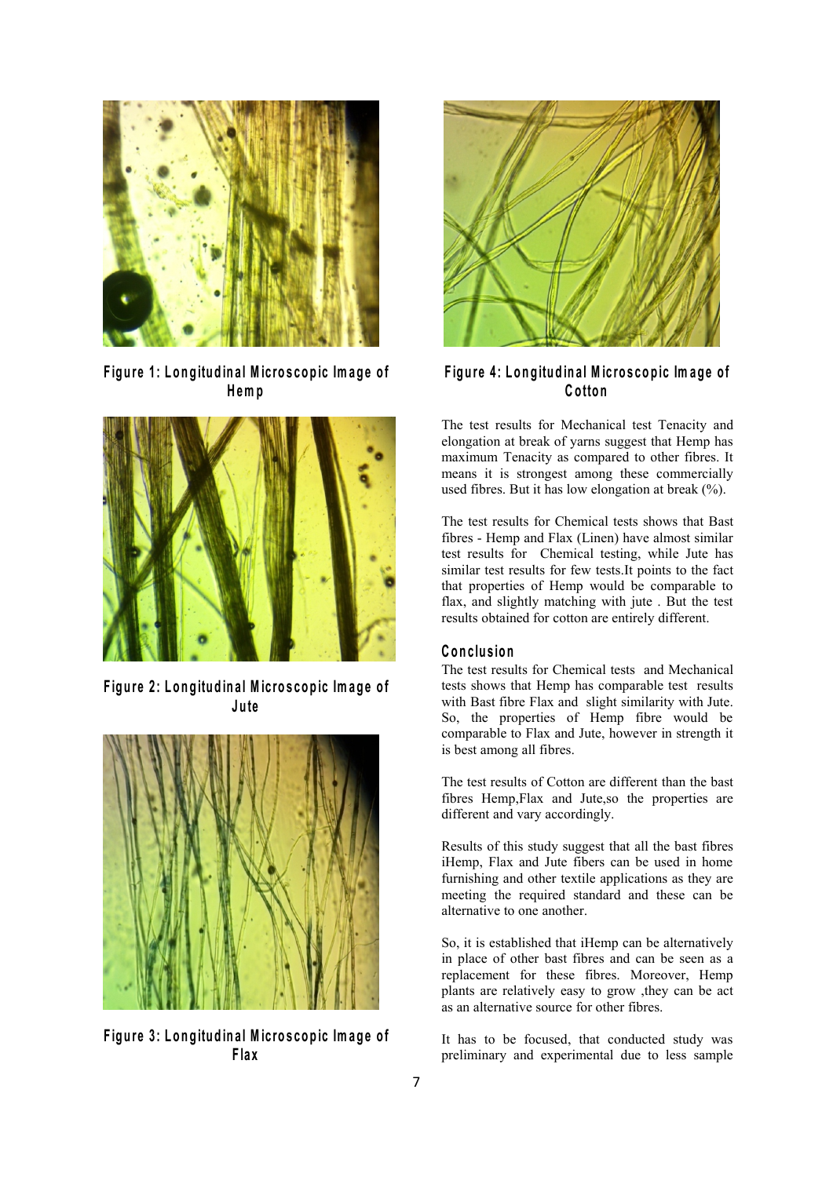Figure 1: Longitudinal Microscopic Image of Hemp

Figure 2: Longitudinal Microscopic Image of Jute

Figure 3: Longitudinal Microscopic Image of Flax

Figure 4: Longitudinal Microscopic Image of Cotton

The test results for Mechanical test Tenacity and elongation at break of yarns suggest that Hemp has maximum Tenacity as compared to other fibres. It means it is strongest among these commercially used fibres. But it has low elongation at break (%).

The test results for Chemical tests shows that Bast fibres - Hemp and Flax (Linen) have almost similar test results for Chemical testing, while Jute has similar test results for few tests.It points to the fact that properties of Hemp would be comparable to flax, and slightly matching with jute . But the test results obtained for cotton are entirely different.

## Conclusion

The test results for Chemical tests and Mechanical tests shows that Hemp has comparable test results with Bast fibre Flax and slight similarity with Jute. So, the properties of Hemp fibre would be comparable to Flax and Jute, however in strength it is best among all fibres.

The test results of Cotton are different than the bast fibres Hemp,Flax and Jute,so the properties are different and vary accordingly.

Results of this study suggest that all the bast fibres iHemp, Flax and Jute fibers can be used in home furnishing and other textile applications as they are meeting the required standard and these can be alternative to one another.

So, it is established that iHemp can be alternatively in place of other bast fibres and can be seen as a replacement for these fibres. Moreover, Hemp plants are relatively easy to grow ,they can be act as an alternative source for other fibres.

It has to be focused, that conducted study was preliminary and experimental due to less sample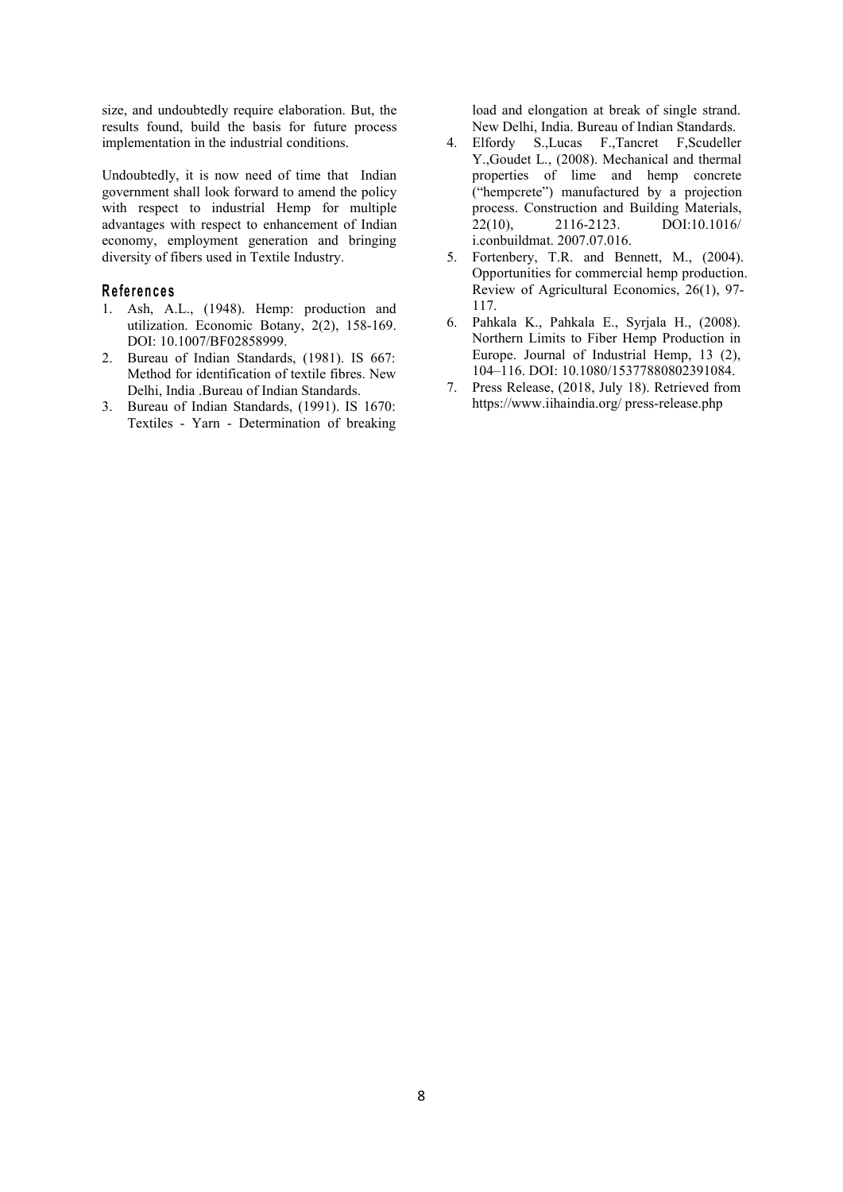size, and undoubtedly require elaboration. But, the results found, build the basis for future process implementation in the industrial conditions.

Undoubtedly, it is now need of time that Indian government shall look forward to amend the policy with respect to industrial Hemp for multiple advantages with respect to enhancement of Indian economy, employment generation and bringing diversity of fibers used in Textile Industry.

## References

1. Ash, A.L., (1948). Hemp: production and utilization. Economic Botany, 2(2), 158-169. DOI: 10.1007/BF02858999.
2. Bureau of Indian Standards, (1981). IS 667: Method for identification of textile fibres. New Delhi, India .Bureau of Indian Standards.
3. Bureau of Indian Standards, (1991). IS 1670: Textiles - Yarn - Determination of breaking load and elongation at break of single strand. New Delhi, India. Bureau of Indian Standards.
4. Elfordy S.,Lucas F.,Tancret F,Scudeller Y.,Goudet L., (2008). Mechanical and thermal properties of lime and hemp concrete ("hempcrete") manufactured by a projection process. Construction and Building Materials, 22(10), 2116-2123. DOI:10.1016/ i.conbuildmat. 2007.07.016.
5. Fortenbery, T.R. and Bennett, M., (2004). Opportunities for commercial hemp production. Review of Agricultural Economics, 26(1), 97-117.
6. Pahkala K., Pahkala E., Syrjala H., (2008). Northern Limits to Fiber Hemp Production in Europe. Journal of Industrial Hemp, 13 (2), 104–116. DOI: 10.1080/15377880802391084.
7. Press Release, (2018, July 18). Retrieved from https://www.iihaindia.org/ press-release.php